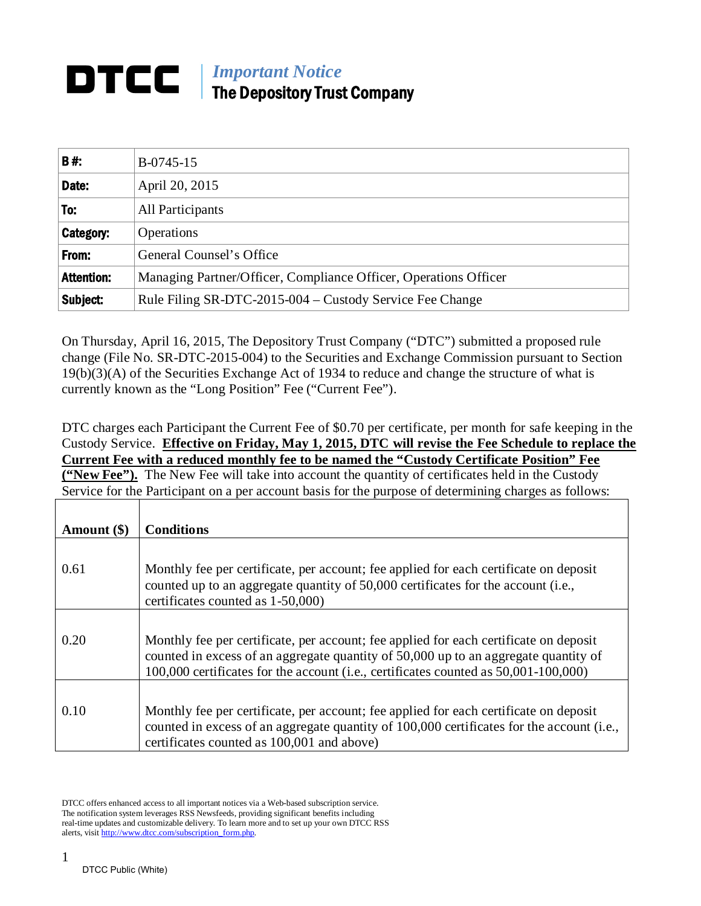# DTCC | *Important Notice*
## The Depository Trust Company

| **B #:** | B-0745-15 |
|---|---|
| **Date:** | April 20, 2015 |
| **To:** | All Participants |
| **Category:** | Operations |
| **From:** | General Counsel's Office |
| **Attention:** | Managing Partner/Officer, Compliance Officer, Operations Officer |
| **Subject:** | Rule Filing SR-DTC-2015-004 – Custody Service Fee Change |

On Thursday, April 16, 2015, The Depository Trust Company ("DTC") submitted a proposed rule change (File No. SR-DTC-2015-004) to the Securities and Exchange Commission pursuant to Section 19(b)(3)(A) of the Securities Exchange Act of 1934 to reduce and change the structure of what is currently known as the "Long Position" Fee ("Current Fee").

DTC charges each Participant the Current Fee of $0.70 per certificate, per month for safe keeping in the Custody Service. **Effective on Friday, May 1, 2015, DTC will revise the Fee Schedule to replace the Current Fee with a reduced monthly fee to be named the "Custody Certificate Position" Fee ("New Fee").** The New Fee will take into account the quantity of certificates held in the Custody Service for the Participant on a per account basis for the purpose of determining charges as follows:

| Amount ($) | Conditions |
|---|---|
| 0.61 | Monthly fee per certificate, per account; fee applied for each certificate on deposit counted up to an aggregate quantity of 50,000 certificates for the account (i.e., certificates counted as 1-50,000) |
| 0.20 | Monthly fee per certificate, per account; fee applied for each certificate on deposit counted in excess of an aggregate quantity of 50,000 up to an aggregate quantity of 100,000 certificates for the account (i.e., certificates counted as 50,001-100,000) |
| 0.10 | Monthly fee per certificate, per account; fee applied for each certificate on deposit counted in excess of an aggregate quantity of 100,000 certificates for the account (i.e., certificates counted as 100,001 and above) |

DTCC offers enhanced access to all important notices via a Web-based subscription service. The notification system leverages RSS Newsfeeds, providing significant benefits including real-time updates and customizable delivery. To learn more and to set up your own DTCC RSS alerts, visit http://www.dtcc.com/subscription_form.php.

DTCC Public (White)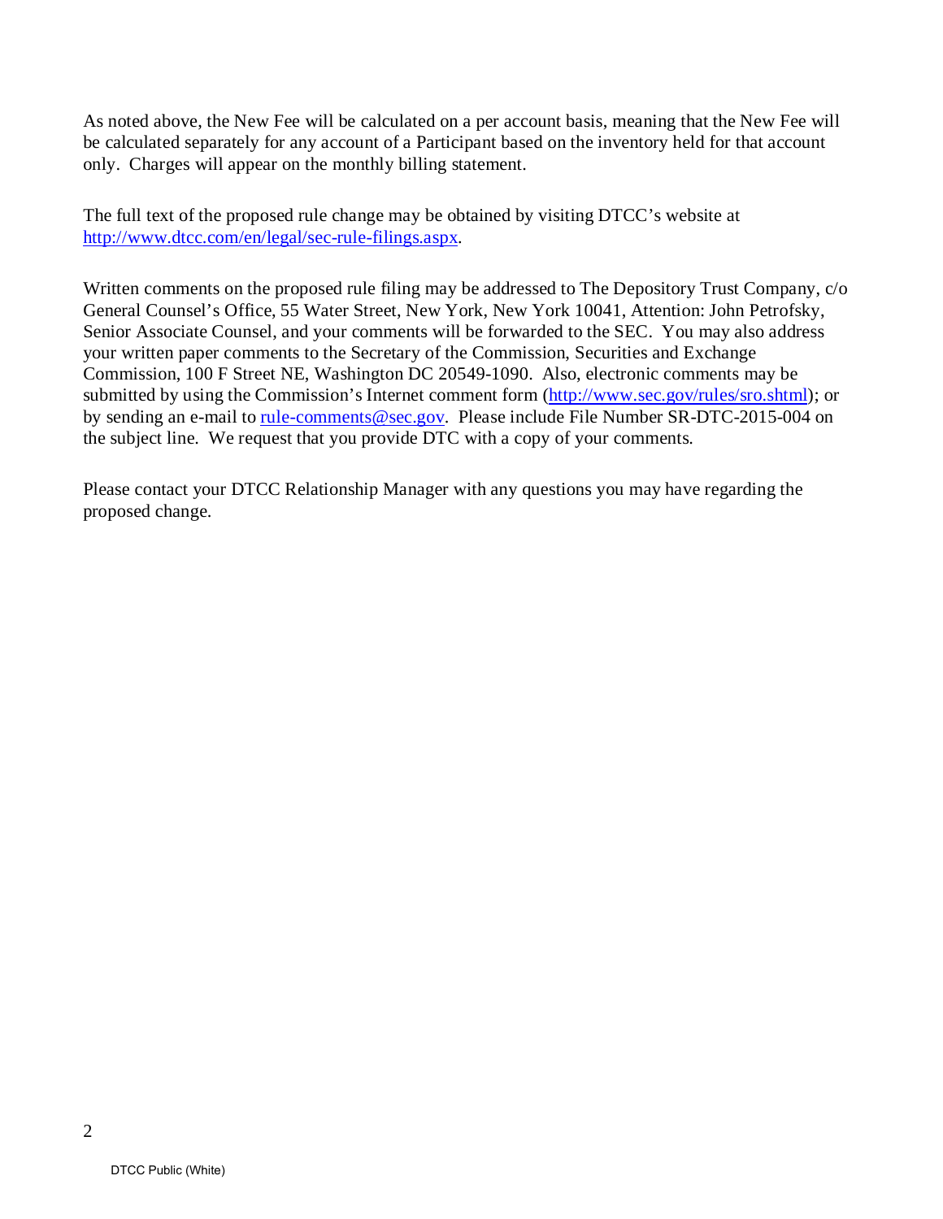As noted above, the New Fee will be calculated on a per account basis, meaning that the New Fee will be calculated separately for any account of a Participant based on the inventory held for that account only. Charges will appear on the monthly billing statement.

The full text of the proposed rule change may be obtained by visiting DTCC's website at http://www.dtcc.com/en/legal/sec-rule-filings.aspx.

Written comments on the proposed rule filing may be addressed to The Depository Trust Company, c/o General Counsel's Office, 55 Water Street, New York, New York 10041, Attention: John Petrofsky, Senior Associate Counsel, and your comments will be forwarded to the SEC. You may also address your written paper comments to the Secretary of the Commission, Securities and Exchange Commission, 100 F Street NE, Washington DC 20549-1090. Also, electronic comments may be submitted by using the Commission's Internet comment form (http://www.sec.gov/rules/sro.shtml); or by sending an e-mail to rule-comments@sec.gov. Please include File Number SR-DTC-2015-004 on the subject line. We request that you provide DTC with a copy of your comments.

Please contact your DTCC Relationship Manager with any questions you may have regarding the proposed change.